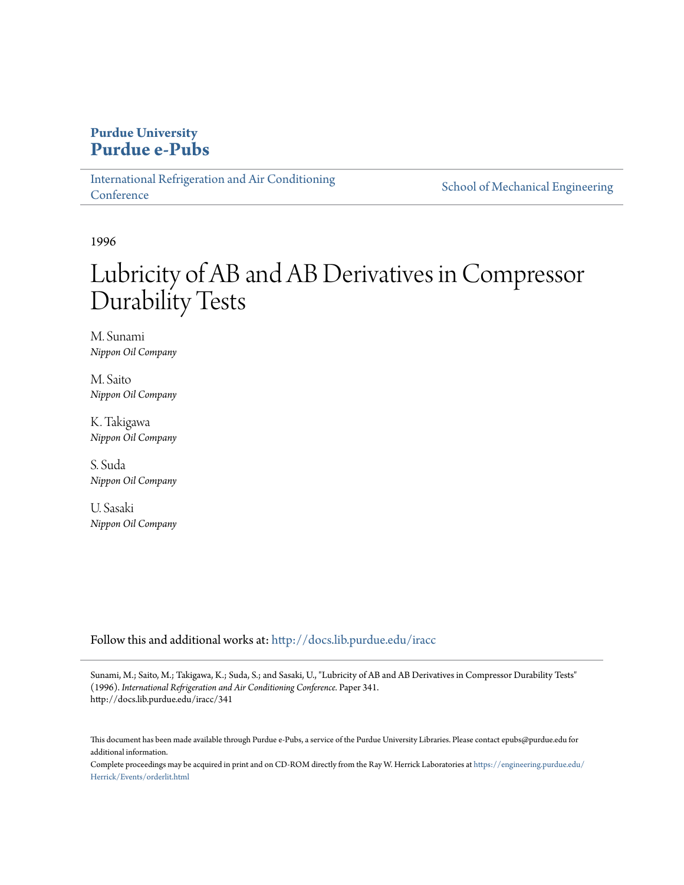**Purdue University**
**Purdue e-Pubs**

International Refrigeration and Air Conditioning Conference | School of Mechanical Engineering

1996

# Lubricity of AB and AB Derivatives in Compressor Durability Tests

M. Sunami
*Nippon Oil Company*

M. Saito
*Nippon Oil Company*

K. Takigawa
*Nippon Oil Company*

S. Suda
*Nippon Oil Company*

U. Sasaki
*Nippon Oil Company*

Follow this and additional works at: http://docs.lib.purdue.edu/iracc

Sunami, M.; Saito, M.; Takigawa, K.; Suda, S.; and Sasaki, U., "Lubricity of AB and AB Derivatives in Compressor Durability Tests" (1996). *International Refrigeration and Air Conditioning Conference.* Paper 341.
http://docs.lib.purdue.edu/iracc/341

This document has been made available through Purdue e-Pubs, a service of the Purdue University Libraries. Please contact epubs@purdue.edu for additional information.

Complete proceedings may be acquired in print and on CD-ROM directly from the Ray W. Herrick Laboratories at https://engineering.purdue.edu/Herrick/Events/orderlit.html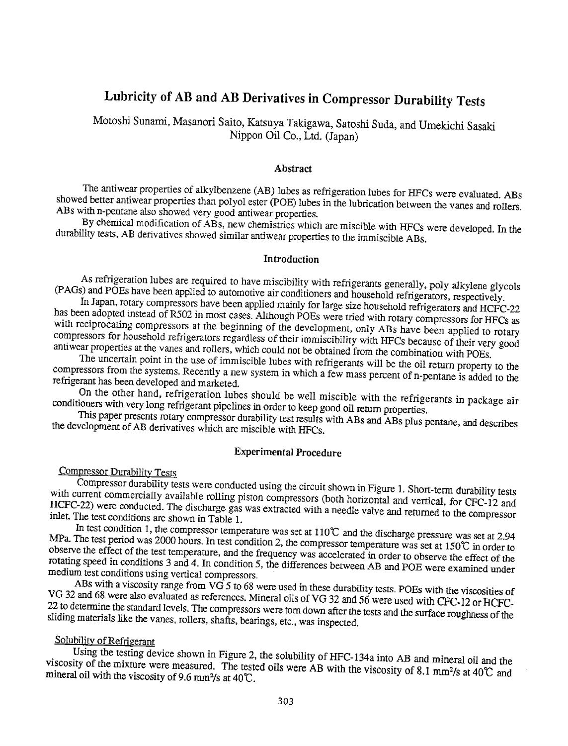# Lubricity of AB and AB Derivatives in Compressor Durability Tests

Motoshi Sunami, Masanori Saito, Katsuya Takigawa, Satoshi Suda, and Umekichi Sasaki
Nippon Oil Co., Ltd. (Japan)

## Abstract

The antiwear properties of alkylbenzene (AB) lubes as refrigeration lubes for HFCs were evaluated. ABs showed better antiwear properties than polyol ester (POE) lubes in the lubrication between the vanes and rollers. ABs with n-pentane also showed very good antiwear properties.

By chemical modification of ABs, new chemistries which are miscible with HFCs were developed. In the durability tests, AB derivatives showed similar antiwear properties to the immiscible ABs.

## Introduction

As refrigeration lubes are required to have miscibility with refrigerants generally, poly alkylene glycols (PAGs) and POEs have been applied to automotive air conditioners and household refrigerators, respectively.

In Japan, rotary compressors have been applied mainly for large size household refrigerators and HCFC-22 has been adopted instead of R502 in most cases. Although POEs were tried with rotary compressors for HFCs as with reciprocating compressors at the beginning of the development, only ABs have been applied to rotary compressors for household refrigerators regardless of their immiscibility with HFCs because of their very good antiwear properties at the vanes and rollers, which could not be obtained from the combination with POEs.

The uncertain point in the use of immiscible lubes with refrigerants will be the oil return property to the compressors from the systems. Recently a new system in which a few mass percent of n-pentane is added to the refrigerant has been developed and marketed.

On the other hand, refrigeration lubes should be well miscible with the refrigerants in package air conditioners with very long refrigerant pipelines in order to keep good oil return properties.

This paper presents rotary compressor durability test results with ABs and ABs plus pentane, and describes the development of AB derivatives which are miscible with HFCs.

## Experimental Procedure

### Compressor Durability Tests

Compressor durability tests were conducted using the circuit shown in Figure 1. Short-term durability tests with current commercially available rolling piston compressors (both horizontal and vertical, for CFC-12 and HCFC-22) were conducted. The discharge gas was extracted with a needle valve and returned to the compressor inlet. The test conditions are shown in Table 1.

In test condition 1, the compressor temperature was set at 110℃ and the discharge pressure was set at 2.94 MPa. The test period was 2000 hours. In test condition 2, the compressor temperature was set at 150℃ in order to observe the effect of the test temperature, and the frequency was accelerated in order to observe the effect of the rotating speed in conditions 3 and 4. In condition 5, the differences between AB and POE were examined under medium test conditions using vertical compressors.

ABs with a viscosity range from VG 5 to 68 were used in these durability tests. POEs with the viscosities of VG 32 and 68 were also evaluated as references. Mineral oils of VG 32 and 56 were used with CFC-12 or HCFC-22 to determine the standard levels. The compressors were torn down after the tests and the surface roughness of the sliding materials like the vanes, rollers, shafts, bearings, etc., was inspected.

### Solubility of Refrigerant

Using the testing device shown in Figure 2, the solubility of HFC-134a into AB and mineral oil and the viscosity of the mixture were measured. The tested oils were AB with the viscosity of 8.1 $mm^2/s$ at 40℃ and mineral oil with the viscosity of 9.6 $mm^2/s$ at 40℃.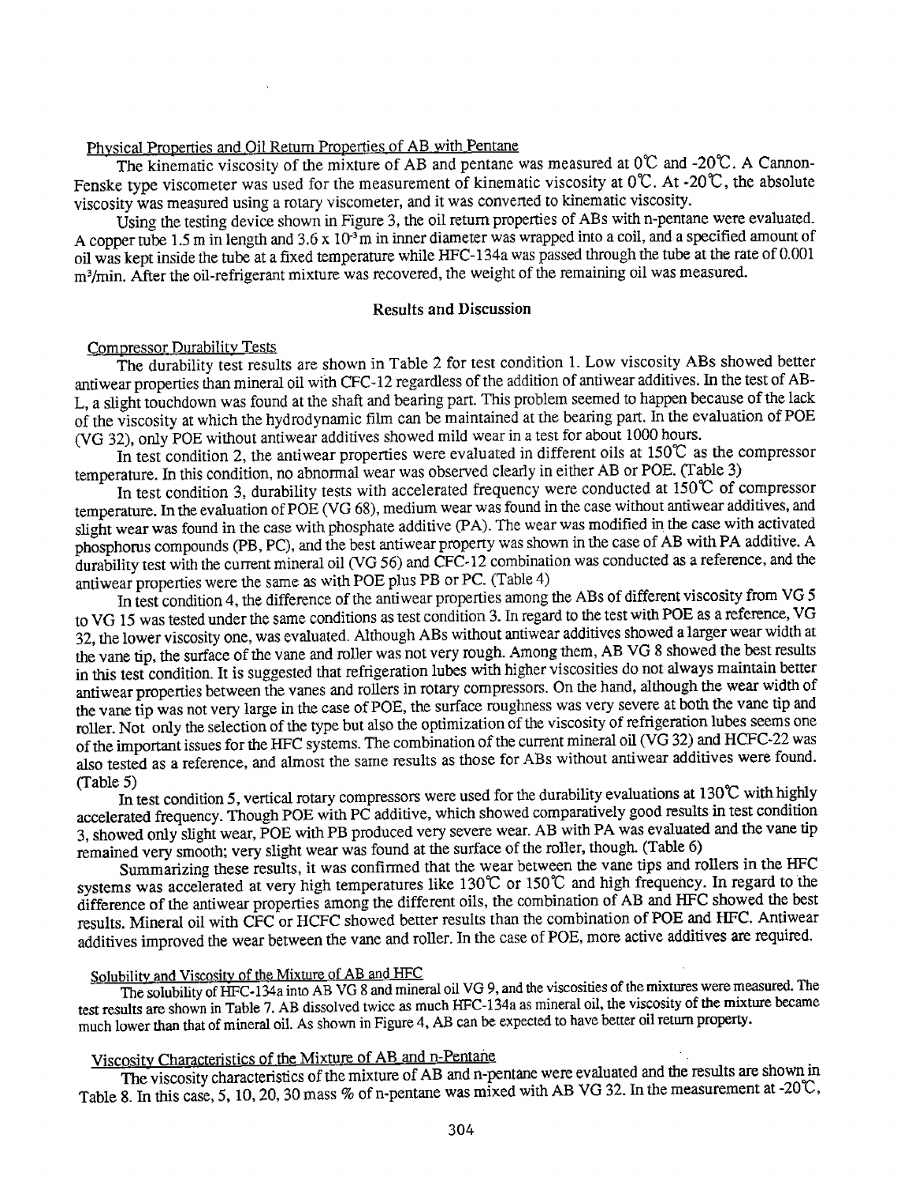Physical Properties and Oil Return Properties of AB with Pentane

The kinematic viscosity of the mixture of AB and pentane was measured at 0℃ and -20℃. A Cannon-Fenske type viscometer was used for the measurement of kinematic viscosity at 0℃. At -20℃, the absolute viscosity was measured using a rotary viscometer, and it was converted to kinematic viscosity.

Using the testing device shown in Figure 3, the oil return properties of ABs with n-pentane were evaluated. A copper tube 1.5 m in length and $3.6 \times 10^{-3}$ m in inner diameter was wrapped into a coil, and a specified amount of oil was kept inside the tube at a fixed temperature while HFC-134a was passed through the tube at the rate of 0.001 $m^3$/min. After the oil-refrigerant mixture was recovered, the weight of the remaining oil was measured.

## Results and Discussion

Compressor Durability Tests

The durability test results are shown in Table 2 for test condition 1. Low viscosity ABs showed better antiwear properties than mineral oil with CFC-12 regardless of the addition of antiwear additives. In the test of AB-L, a slight touchdown was found at the shaft and bearing part. This problem seemed to happen because of the lack of the viscosity at which the hydrodynamic film can be maintained at the bearing part. In the evaluation of POE (VG 32), only POE without antiwear additives showed mild wear in a test for about 1000 hours.

In test condition 2, the antiwear properties were evaluated in different oils at 150℃ as the compressor temperature. In this condition, no abnormal wear was observed clearly in either AB or POE. (Table 3)

In test condition 3, durability tests with accelerated frequency were conducted at 150℃ of compressor temperature. In the evaluation of POE (VG 68), medium wear was found in the case without antiwear additives, and slight wear was found in the case with phosphate additive (PA). The wear was modified in the case with activated phosphorus compounds (PB, PC), and the best antiwear property was shown in the case of AB with PA additive. A durability test with the current mineral oil (VG 56) and CFC-12 combination was conducted as a reference, and the antiwear properties were the same as with POE plus PB or PC. (Table 4)

In test condition 4, the difference of the antiwear properties among the ABs of different viscosity from VG 5 to VG 15 was tested under the same conditions as test condition 3. In regard to the test with POE as a reference, VG 32, the lower viscosity one, was evaluated. Although ABs without antiwear additives showed a larger wear width at the vane tip, the surface of the vane and roller was not very rough. Among them, AB VG 8 showed the best results in this test condition. It is suggested that refrigeration lubes with higher viscosities do not always maintain better antiwear properties between the vanes and rollers in rotary compressors. On the hand, although the wear width of the vane tip was not very large in the case of POE, the surface roughness was very severe at both the vane tip and roller. Not only the selection of the type but also the optimization of the viscosity of refrigeration lubes seems one of the important issues for the HFC systems. The combination of the current mineral oil (VG 32) and HCFC-22 was also tested as a reference, and almost the same results as those for ABs without antiwear additives were found. (Table 5)

In test condition 5, vertical rotary compressors were used for the durability evaluations at 130℃ with highly accelerated frequency. Though POE with PC additive, which showed comparatively good results in test condition 3, showed only slight wear, POE with PB produced very severe wear. AB with PA was evaluated and the vane tip remained very smooth; very slight wear was found at the surface of the roller, though. (Table 6)

Summarizing these results, it was confirmed that the wear between the vane tips and rollers in the HFC systems was accelerated at very high temperatures like 130℃ or 150℃ and high frequency. In regard to the difference of the antiwear properties among the different oils, the combination of AB and HFC showed the best results. Mineral oil with CFC or HCFC showed better results than the combination of POE and HFC. Antiwear additives improved the wear between the vane and roller. In the case of POE, more active additives are required.

Solubility and Viscosity of the Mixture of AB and HFC

The solubility of HFC-134a into AB VG 8 and mineral oil VG 9, and the viscosities of the mixtures were measured. The test results are shown in Table 7. AB dissolved twice as much HFC-134a as mineral oil, the viscosity of the mixture became much lower than that of mineral oil. As shown in Figure 4, AB can be expected to have better oil return property.

Viscosity Characteristics of the Mixture of AB and n-Pentane

The viscosity characteristics of the mixture of AB and n-pentane were evaluated and the results are shown in Table 8. In this case, 5, 10, 20, 30 mass % of n-pentane was mixed with AB VG 32. In the measurement at -20℃,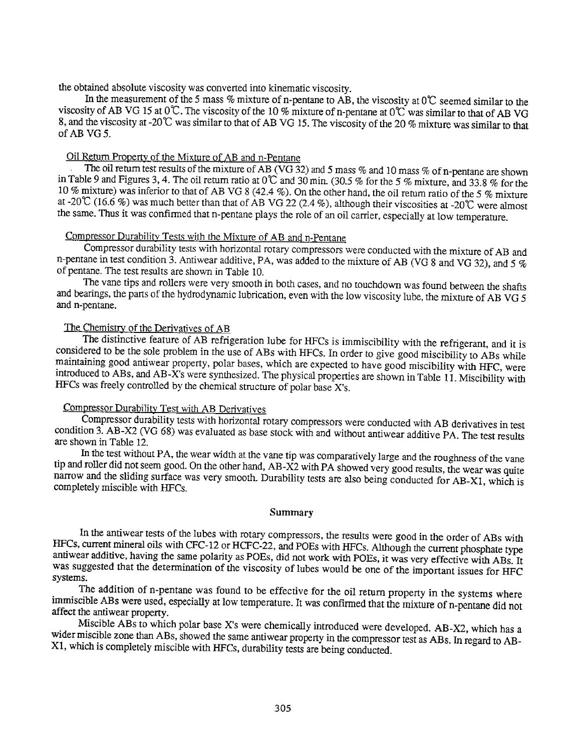the obtained absolute viscosity was converted into kinematic viscosity.

In the measurement of the 5 mass % mixture of n-pentane to AB, the viscosity at 0℃ seemed similar to the viscosity of AB VG 15 at 0℃. The viscosity of the 10 % mixture of n-pentane at 0℃ was similar to that of AB VG 8, and the viscosity at -20℃ was similar to that of AB VG 15. The viscosity of the 20 % mixture was similar to that of AB VG 5.

## Oil Return Property of the Mixture of AB and n-Pentane

The oil return test results of the mixture of AB (VG 32) and 5 mass % and 10 mass % of n-pentane are shown in Table 9 and Figures 3, 4. The oil return ratio at 0℃ and 30 min. (30.5 % for the 5 % mixture, and 33.8 % for the 10 % mixture) was inferior to that of AB VG 8 (42.4 %). On the other hand, the oil return ratio of the 5 % mixture at -20℃ (16.6 %) was much better than that of AB VG 22 (2.4 %), although their viscosities at -20℃ were almost the same. Thus it was confirmed that n-pentane plays the role of an oil carrier, especially at low temperature.

## Compressor Durability Tests with the Mixture of AB and n-Pentane

Compressor durability tests with horizontal rotary compressors were conducted with the mixture of AB and n-pentane in test condition 3. Antiwear additive, PA, was added to the mixture of AB (VG 8 and VG 32), and 5 % of pentane. The test results are shown in Table 10.

The vane tips and rollers were very smooth in both cases, and no touchdown was found between the shafts and bearings, the parts of the hydrodynamic lubrication, even with the low viscosity lube, the mixture of AB VG 5 and n-pentane.

## The Chemistry of the Derivatives of AB

The distinctive feature of AB refrigeration lube for HFCs is immiscibility with the refrigerant, and it is considered to be the sole problem in the use of ABs with HFCs. In order to give good miscibility to ABs while maintaining good antiwear property, polar bases, which are expected to have good miscibility with HFC, were introduced to ABs, and AB-X's were synthesized. The physical properties are shown in Table 11. Miscibility with HFCs was freely controlled by the chemical structure of polar base X's.

## Compressor Durability Test with AB Derivatives

Compressor durability tests with horizontal rotary compressors were conducted with AB derivatives in test condition 3. AB-X2 (VG 68) was evaluated as base stock with and without antiwear additive PA. The test results are shown in Table 12.

In the test without PA, the wear width at the vane tip was comparatively large and the roughness of the vane tip and roller did not seem good. On the other hand, AB-X2 with PA showed very good results, the wear was quite narrow and the sliding surface was very smooth. Durability tests are also being conducted for AB-X1, which is completely miscible with HFCs.

# Summary

In the antiwear tests of the lubes with rotary compressors, the results were good in the order of ABs with HFCs, current mineral oils with CFC-12 or HCFC-22, and POEs with HFCs. Although the current phosphate type antiwear additive, having the same polarity as POEs, did not work with POEs, it was very effective with ABs. It was suggested that the determination of the viscosity of lubes would be one of the important issues for HFC systems.

The addition of n-pentane was found to be effective for the oil return property in the systems where immiscible ABs were used, especially at low temperature. It was confirmed that the mixture of n-pentane did not affect the antiwear property.

Miscible ABs to which polar base X's were chemically introduced were developed. AB-X2, which has a wider miscible zone than ABs, showed the same antiwear property in the compressor test as ABs. In regard to AB-X1, which is completely miscible with HFCs, durability tests are being conducted.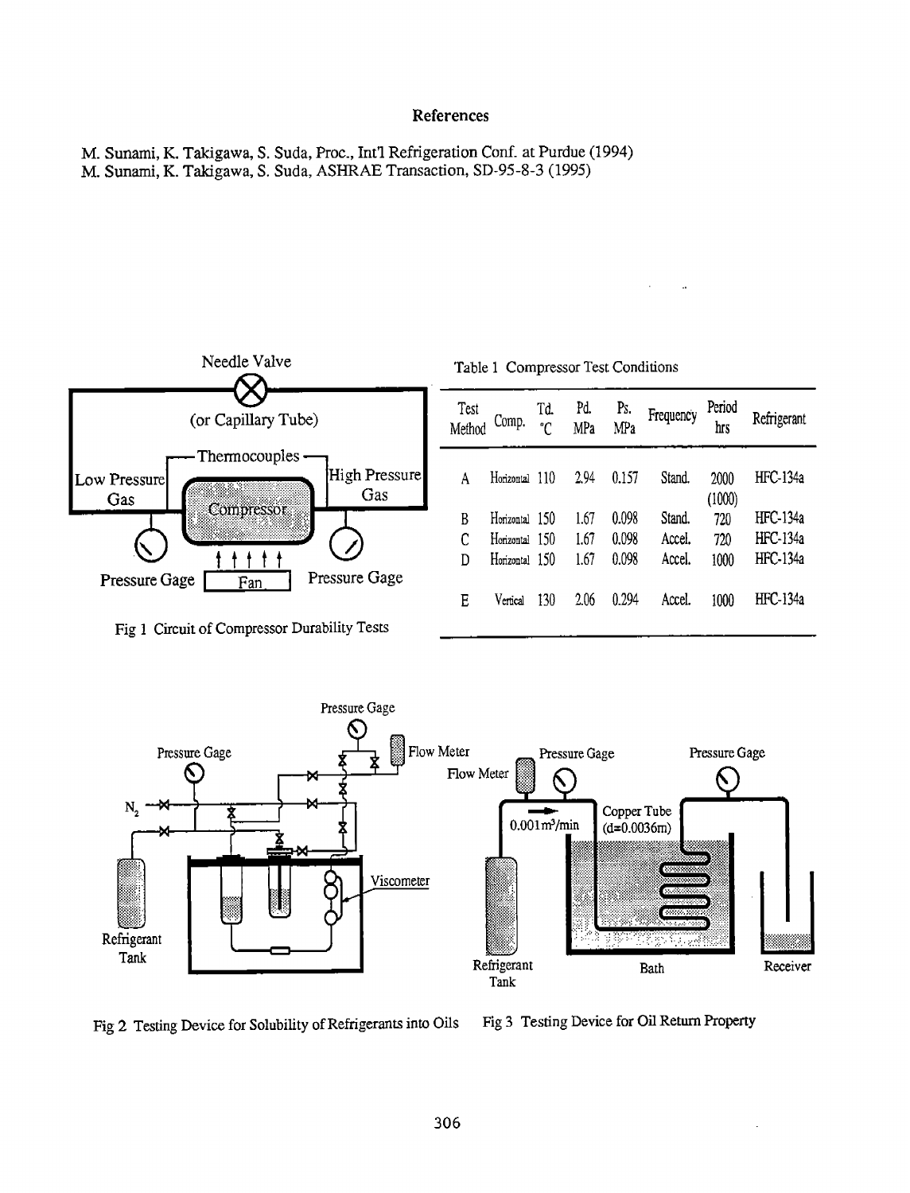## References

M. Sunami, K. Takigawa, S. Suda, Proc., Int'l Refrigeration Conf. at Purdue (1994)
M. Sunami, K. Takigawa, S. Suda, ASHRAE Transaction, SD-95-8-3 (1995)

Fig 1 Circuit of Compressor Durability Tests

Table 1 Compressor Test Conditions

| Test Method | Comp. | Td. °C | Pd. MPa | Ps. MPa | Frequency | Period hrs | Refrigerant |
|---|---|---|---|---|---|---|---|
| A | Horizontal | 110 | 2.94 | 0.157 | Stand. | 2000 (1000) | HFC-134a |
| B | Horizontal | 150 | 1.67 | 0.098 | Stand. | 720 | HFC-134a |
| C | Horizontal | 150 | 1.67 | 0.098 | Accel. | 720 | HFC-134a |
| D | Horizontal | 150 | 1.67 | 0.098 | Accel. | 1000 | HFC-134a |
| E | Vertical | 130 | 2.06 | 0.294 | Accel. | 1000 | HFC-134a |

Fig 2 Testing Device for Solubility of Refrigerants into Oils

Fig 3 Testing Device for Oil Return Property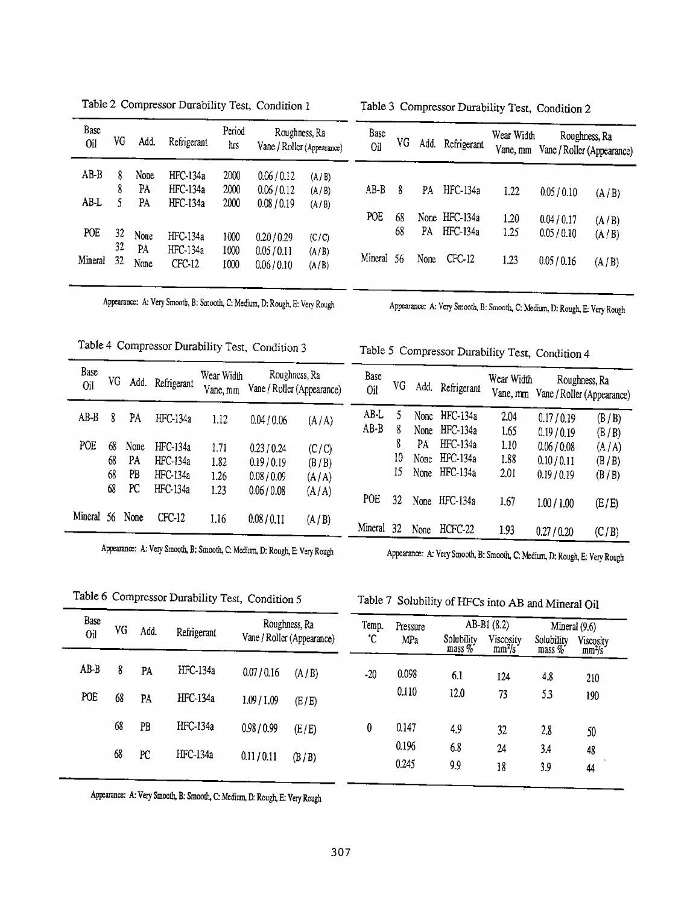Table 2 Compressor Durability Test, Condition 1

| Base Oil | VG | Add. | Refrigerant | Period hrs | Roughness, Ra Vane / Roller (Appearance) | |
|---|---|---|---|---|---|---|
| AB-B | 8 | None | HFC-134a | 2000 | 0.06 / 0.12 | (A / B) |
| | 8 | PA | HFC-134a | 2000 | 0.06 / 0.12 | (A / B) |
| AB-L | 5 | PA | HFC-134a | 2000 | 0.08 / 0.19 | (A / B) |
| POE | 32 | None | HFC-134a | 1000 | 0.20 / 0.29 | (C / C) |
| | 32 | PA | HFC-134a | 1000 | 0.05 / 0.11 | (A / B) |
| Mineral | 32 | None | CFC-12 | 1000 | 0.06 / 0.10 | (A / B) |

Appearance: A: Very Smooth, B: Smooth, C: Medium, D: Rough, E: Very Rough

Table 3 Compressor Durability Test, Condition 2

| Base Oil | VG | Add. | Refrigerant | Wear Width Vane, mm | Roughness, Ra Vane / Roller (Appearance) | |
|---|---|---|---|---|---|---|
| AB-B | 8 | PA | HFC-134a | 1.22 | 0.05 / 0.10 | (A / B) |
| POE | 68 | None | HFC-134a | 1.20 | 0.04 / 0.17 | (A / B) |
| | 68 | PA | HFC-134a | 1.25 | 0.05 / 0.10 | (A / B) |
| Mineral | 56 | None | CFC-12 | 1.23 | 0.05 / 0.16 | (A / B) |

Appearance: A: Very Smooth, B: Smooth, C: Medium, D: Rough, E: Very Rough

Table 4 Compressor Durability Test, Condition 3

| Base Oil | VG | Add. | Refrigerant | Wear Width Vane, mm | Roughness, Ra Vane / Roller (Appearance) | |
|---|---|---|---|---|---|---|
| AB-B | 8 | PA | HFC-134a | 1.12 | 0.04 / 0.06 | (A / A) |
| POE | 68 | None | HFC-134a | 1.71 | 0.23 / 0.24 | (C / C) |
| | 68 | PA | HFC-134a | 1.82 | 0.19 / 0.19 | (B / B) |
| | 68 | PB | HFC-134a | 1.26 | 0.08 / 0.09 | (A / A) |
| | 68 | PC | HFC-134a | 1.23 | 0.06 / 0.08 | (A / A) |
| Mineral | 56 | None | CFC-12 | 1.16 | 0.08 / 0.11 | (A / B) |

Appearance: A: Very Smooth, B: Smooth, C: Medium, D: Rough, E: Very Rough

Table 5 Compressor Durability Test, Condition 4

| Base Oil | VG | Add. | Refrigerant | Wear Width Vane, mm | Roughness, Ra Vane / Roller (Appearance) | |
|---|---|---|---|---|---|---|
| AB-L | 5 | None | HFC-134a | 2.04 | 0.17 / 0.19 | (B / B) |
| AB-B | 8 | None | HFC-134a | 1.65 | 0.19 / 0.19 | (B / B) |
| | 8 | PA | HFC-134a | 1.10 | 0.06 / 0.08 | (A / A) |
| | 10 | None | HFC-134a | 1.88 | 0.10 / 0.11 | (B / B) |
| | 15 | None | HFC-134a | 2.01 | 0.19 / 0.19 | (B / B) |
| POE | 32 | None | HFC-134a | 1.67 | 1.00 / 1.00 | (E / E) |
| Mineral | 32 | None | HCFC-22 | 1.93 | 0.27 / 0.20 | (C / B) |

Appearance: A: Very Smooth, B: Smooth, C: Medium, D: Rough, E: Very Rough

Table 6 Compressor Durability Test, Condition 5

| Base Oil | VG | Add. | Refrigerant | Roughness, Ra Vane / Roller (Appearance) | |
|---|---|---|---|---|---|
| AB-B | 8 | PA | HFC-134a | 0.07 / 0.16 | (A / B) |
| POE | 68 | PA | HFC-134a | 1.09 / 1.09 | (E / E) |
| | 68 | PB | HFC-134a | 0.98 / 0.99 | (E / E) |
| | 68 | PC | HFC-134a | 0.11 / 0.11 | (B / B) |

Appearance: A: Very Smooth, B: Smooth, C: Medium, D: Rough, E: Very Rough

Table 7 Solubility of HFCs into AB and Mineral Oil

| Temp. °C | Pressure MPa | AB-B1 (8.2) | | Mineral (9.6) | |
|---|---|---|---|---|---|
| | | Solubility mass % | Viscosity $mm^2/s$ | Solubility mass % | Viscosity $mm^2/s$ |
| -20 | 0.098 | 6.1 | 124 | 4.8 | 210 |
| | 0.110 | 12.0 | 73 | 5.3 | 190 |
| 0 | 0.147 | 4.9 | 32 | 2.8 | 50 |
| | 0.196 | 6.8 | 24 | 3.4 | 48 |
| | 0.245 | 9.9 | 18 | 3.9 | 44 |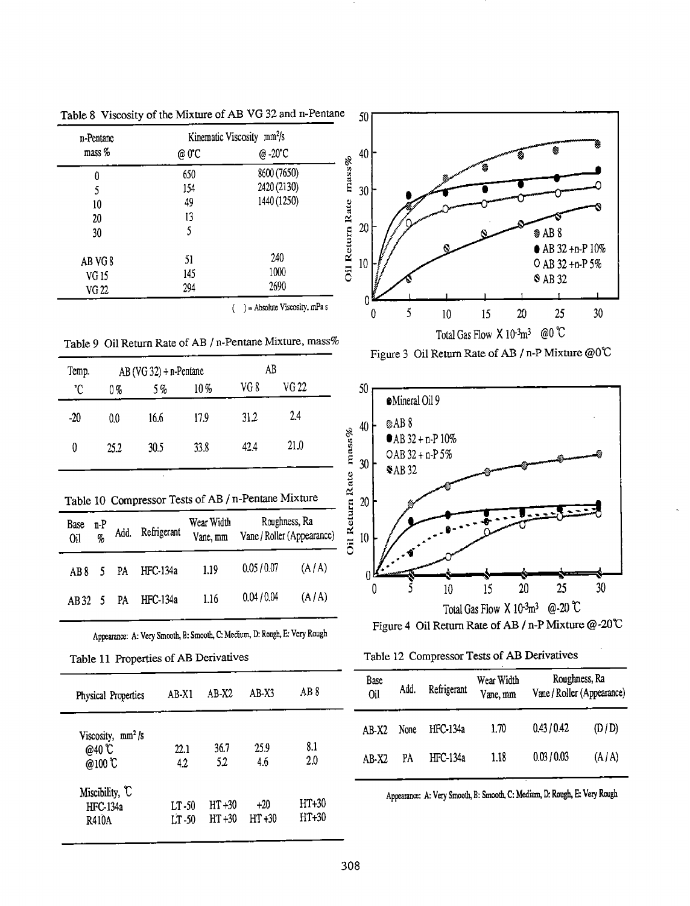Table 8 Viscosity of the Mixture of AB VG 32 and n-Pentane

| n-Pentane mass % | Kinematic Viscosity $mm^2/s$ @ 0℃ | @ -20℃ |
|---|---|---|
| 0 | 650 | 8600 (7650) |
| 5 | 154 | 2420 (2130) |
| 10 | 49 | 1440 (1250) |
| 20 | 13 | |
| 30 | 5 | |
| AB VG 8 | 51 | 240 |
| VG 15 | 145 | 1000 |
| VG 22 | 294 | 2690 |

( ) = Absolute Viscosity, mPa s

Table 9 Oil Return Rate of AB / n-Pentane Mixture, mass%

| Temp. ℃ | AB (VG 32) + n-Pentane 0% | 5% | 10% | AB VG 8 | VG 22 |
|---|---|---|---|---|---|
| -20 | 0.0 | 16.6 | 17.9 | 31.2 | 2.4 |
| 0 | 25.2 | 30.5 | 33.8 | 42.4 | 21.0 |

Table 10 Compressor Tests of AB / n-Pentane Mixture

| Base Oil | n-P % | Add. | Refrigerant | Wear Width Vane, mm | Roughness, Ra Vane / Roller | (Appearance) |
|---|---|---|---|---|---|---|
| AB 8 | 5 | PA | HFC-134a | 1.19 | 0.05 / 0.07 | (A / A) |
| AB 32 | 5 | PA | HFC-134a | 1.16 | 0.04 / 0.04 | (A / A) |

Appearance: A: Very Smooth, B: Smooth, C: Medium, D: Rough, E: Very Rough

Table 11 Properties of AB Derivatives

| Physical Properties | AB-X1 | AB-X2 | AB-X3 | AB 8 |
|---|---|---|---|---|
| Viscosity, $mm^2/s$ | | | | |
| @40 ℃ | 22.1 | 36.7 | 25.9 | 8.1 |
| @100 ℃ | 4.2 | 5.2 | 4.6 | 2.0 |
| Miscibility, ℃ | | | | |
| HFC-134a | LT -50 | HT +30 | +20 | HT+30 |
| R410A | LT -50 | HT +30 | HT +30 | HT+30 |

50
40
30
20
10
0
Oil Return Rate mass%
0 5 10 15 20 25 30
Total Gas Flow X $10^{-3}m^3$ @0 ℃
AB 8
AB 32 +n-P 10%
AB 32 +n-P 5%
AB 32

Figure 3 Oil Return Rate of AB / n-P Mixture @0℃

50
40
30
20
10
0
Oil Return Rate mass%
0 5 10 15 20 25 30
Total Gas Flow X $10^{-3}m^3$ @-20 ℃
Mineral Oil 9
AB 8
AB 32 + n-P 10%
AB 32 + n-P 5%
AB 32

Figure 4 Oil Return Rate of AB / n-P Mixture @ -20℃

Table 12 Compressor Tests of AB Derivatives

| Base Oil | Add. | Refrigerant | Wear Width Vane, mm | Roughness, Ra Vane / Roller | (Appearance) |
|---|---|---|---|---|---|
| AB-X2 | None | HFC-134a | 1.70 | 0.43 / 0.42 | (D / D) |
| AB-X2 | PA | HFC-134a | 1.18 | 0.03 / 0.03 | (A / A) |

Appearance: A: Very Smooth, B: Smooth, C: Medium, D: Rough, E: Very Rough